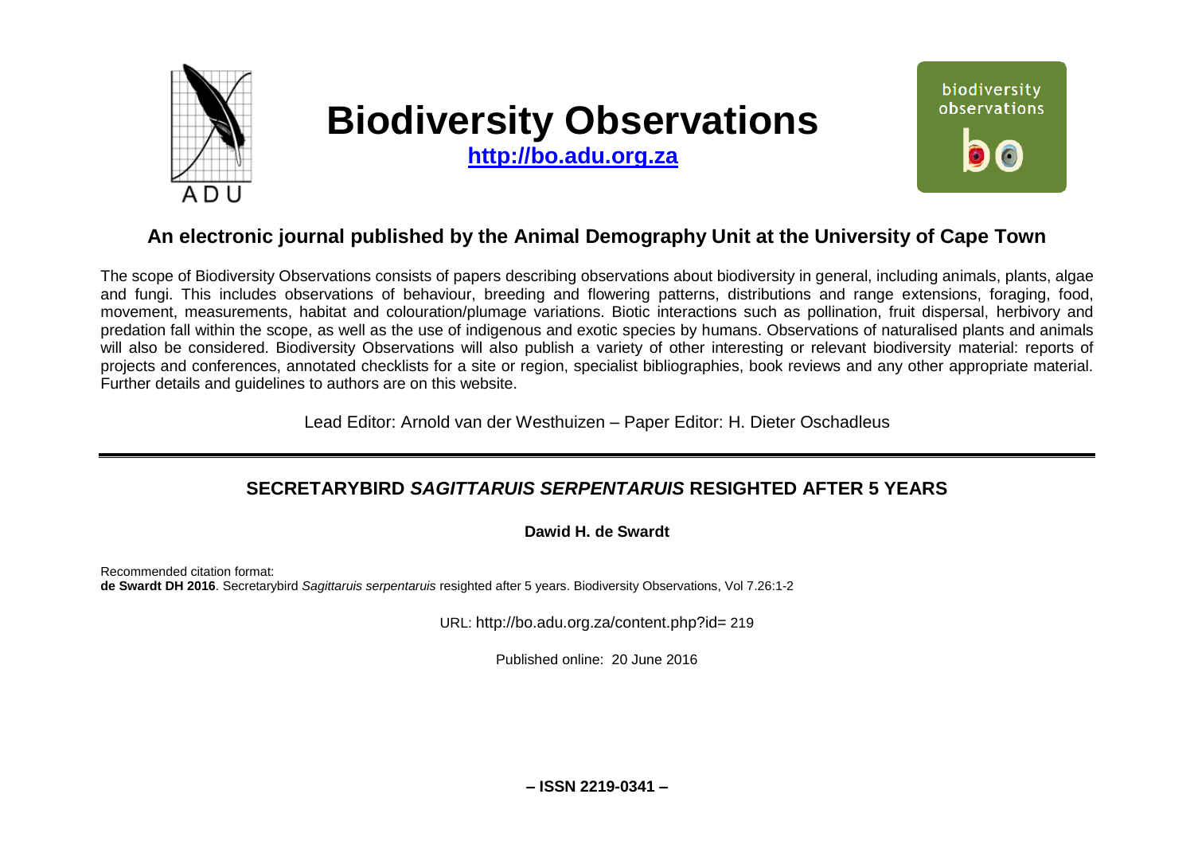# Biodiversity Observations

**http://bo.adu.org.za**

## An electronic journal published by the Animal Demography Unit at the University of Cape Town

The scope of Biodiversity Observations consists of papers describing observations about biodiversity in general, including animals, plants, algae and fungi. This includes observations of behaviour, breeding and flowering patterns, distributions and range extensions, foraging, food, movement, measurements, habitat and colouration/plumage variations. Biotic interactions such as pollination, fruit dispersal, herbivory and predation fall within the scope, as well as the use of indigenous and exotic species by humans. Observations of naturalised plants and animals will also be considered. Biodiversity Observations will also publish a variety of other interesting or relevant biodiversity material: reports of projects and conferences, annotated checklists for a site or region, specialist bibliographies, book reviews and any other appropriate material. Further details and guidelines to authors are on this website.

Lead Editor: Arnold van der Westhuizen – Paper Editor: H. Dieter Oschadleus

---

# SECRETARYBIRD *SAGITTARUIS SERPENTARUIS* RESIGHTED AFTER 5 YEARS

**Dawid H. de Swardt**

Recommended citation format:
**de Swardt DH 2016**. Secretarybird *Sagittaruis serpentaruis* resighted after 5 years. Biodiversity Observations, Vol 7.26:1-2

URL: http://bo.adu.org.za/content.php?id= 219

Published online: 20 June 2016

**– ISSN 2219-0341 –**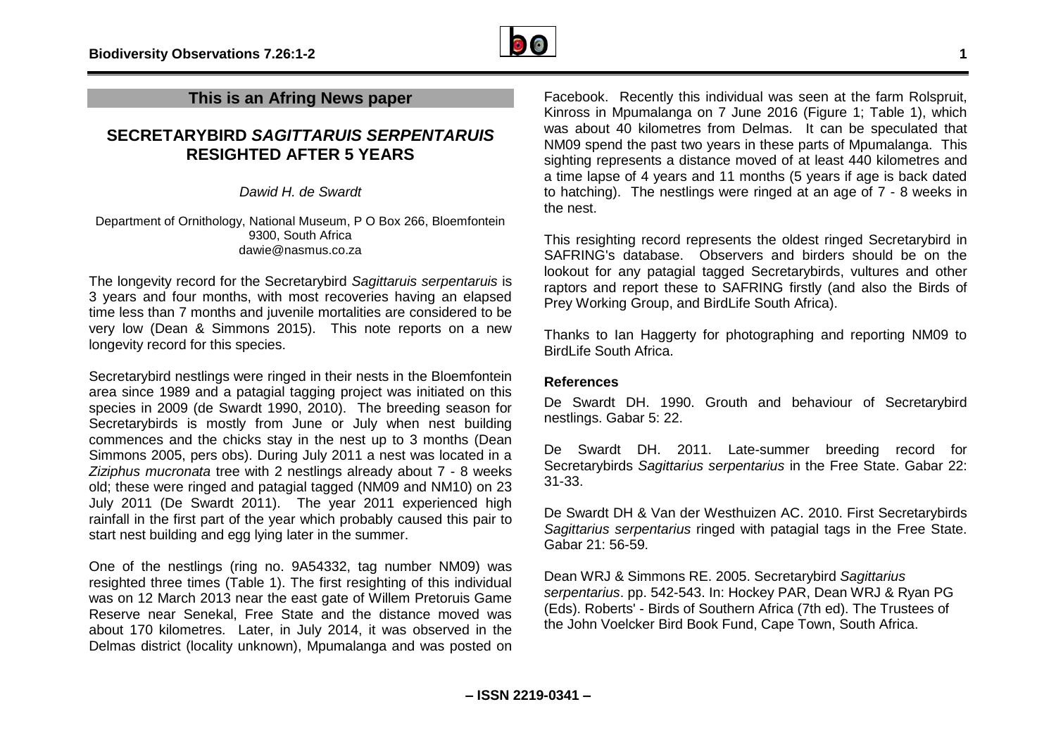## This is an Afring News paper

# SECRETARYBIRD *SAGITTARUIS SERPENTARUIS* RESIGHTED AFTER 5 YEARS

*Dawid H. de Swardt*

Department of Ornithology, National Museum, P O Box 266, Bloemfontein 9300, South Africa
dawie@nasmus.co.za

The longevity record for the Secretarybird *Sagittaruis serpentaruis* is 3 years and four months, with most recoveries having an elapsed time less than 7 months and juvenile mortalities are considered to be very low (Dean & Simmons 2015). This note reports on a new longevity record for this species.

Secretarybird nestlings were ringed in their nests in the Bloemfontein area since 1989 and a patagial tagging project was initiated on this species in 2009 (de Swardt 1990, 2010). The breeding season for Secretarybirds is mostly from June or July when nest building commences and the chicks stay in the nest up to 3 months (Dean Simmons 2005, pers obs). During July 2011 a nest was located in a *Ziziphus mucronata* tree with 2 nestlings already about 7 - 8 weeks old; these were ringed and patagial tagged (NM09 and NM10) on 23 July 2011 (De Swardt 2011). The year 2011 experienced high rainfall in the first part of the year which probably caused this pair to start nest building and egg lying later in the summer.

One of the nestlings (ring no. 9A54332, tag number NM09) was resighted three times (Table 1). The first resighting of this individual was on 12 March 2013 near the east gate of Willem Pretoruis Game Reserve near Senekal, Free State and the distance moved was about 170 kilometres. Later, in July 2014, it was observed in the Delmas district (locality unknown), Mpumalanga and was posted on Facebook. Recently this individual was seen at the farm Rolspruit, Kinross in Mpumalanga on 7 June 2016 (Figure 1; Table 1), which was about 40 kilometres from Delmas. It can be speculated that NM09 spend the past two years in these parts of Mpumalanga. This sighting represents a distance moved of at least 440 kilometres and a time lapse of 4 years and 11 months (5 years if age is back dated to hatching). The nestlings were ringed at an age of 7 - 8 weeks in the nest.

This resighting record represents the oldest ringed Secretarybird in SAFRING's database. Observers and birders should be on the lookout for any patagial tagged Secretarybirds, vultures and other raptors and report these to SAFRING firstly (and also the Birds of Prey Working Group, and BirdLife South Africa).

Thanks to Ian Haggerty for photographing and reporting NM09 to BirdLife South Africa.

### References

De Swardt DH. 1990. Grouth and behaviour of Secretarybird nestlings. Gabar 5: 22.

De Swardt DH. 2011. Late-summer breeding record for Secretarybirds *Sagittarius serpentarius* in the Free State. Gabar 22: 31-33.

De Swardt DH & Van der Westhuizen AC. 2010. First Secretarybirds *Sagittarius serpentarius* ringed with patagial tags in the Free State. Gabar 21: 56-59.

Dean WRJ & Simmons RE. 2005. Secretarybird *Sagittarius serpentarius*. pp. 542-543. In: Hockey PAR, Dean WRJ & Ryan PG (Eds). Roberts' - Birds of Southern Africa (7th ed). The Trustees of the John Voelcker Bird Book Fund, Cape Town, South Africa.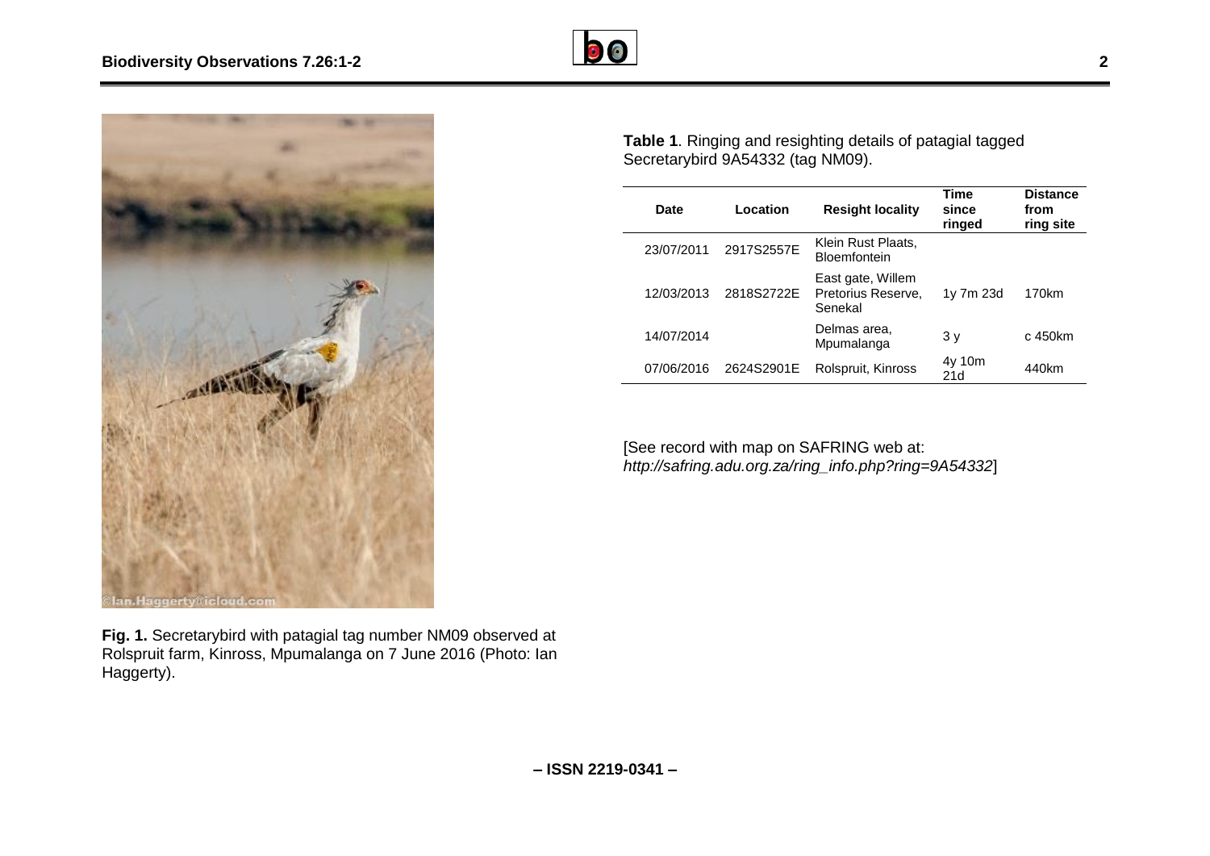**Fig. 1.** Secretarybird with patagial tag number NM09 observed at Rolspruit farm, Kinross, Mpumalanga on 7 June 2016 (Photo: Ian Haggerty).

**Table 1**. Ringing and resighting details of patagial tagged Secretarybird 9A54332 (tag NM09).

| Date | Location | Resight locality | Time since ringed | Distance from ring site |
|---|---|---|---|---|
| 23/07/2011 | 2917S2557E | Klein Rust Plaats, Bloemfontein | | |
| 12/03/2013 | 2818S2722E | East gate, Willem Pretorius Reserve, Senekal | 1y 7m 23d | 170km |
| 14/07/2014 | | Delmas area, Mpumalanga | 3 y | c 450km |
| 07/06/2016 | 2624S2901E | Rolspruit, Kinross | 4y 10m 21d | 440km |

[See record with map on SAFRING web at: *http://safring.adu.org.za/ring_info.php?ring=9A54332*]

– ISSN 2219-0341 –